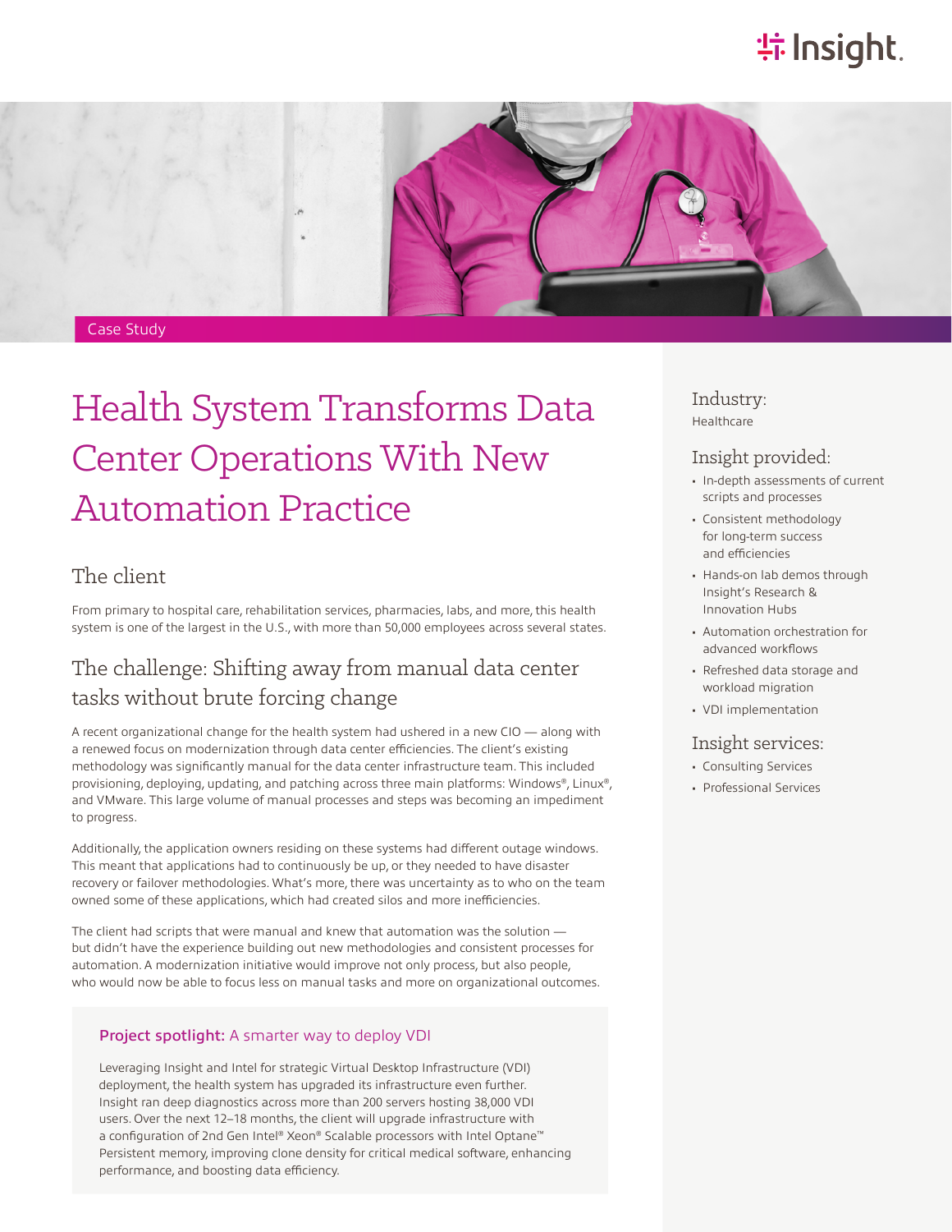Case Study

# Health System Transforms Data Center Operations With New Automation Practice

## The client

From primary to hospital care, rehabilitation services, pharmacies, labs, and more, this health system is one of the largest in the U.S., with more than 50,000 employees across several states.

## The challenge: Shifting away from manual data center tasks without brute forcing change

A recent organizational change for the health system had ushered in a new CIO — along with a renewed focus on modernization through data center efficiencies. The client's existing methodology was significantly manual for the data center infrastructure team. This included provisioning, deploying, updating, and patching across three main platforms: Windows®, Linux®, and VMware. This large volume of manual processes and steps was becoming an impediment to progress.

Additionally, the application owners residing on these systems had different outage windows. This meant that applications had to continuously be up, or they needed to have disaster recovery or failover methodologies. What's more, there was uncertainty as to who on the team owned some of these applications, which had created silos and more inefficiencies.

The client had scripts that were manual and knew that automation was the solution — but didn't have the experience building out new methodologies and consistent processes for automation. A modernization initiative would improve not only process, but also people, who would now be able to focus less on manual tasks and more on organizational outcomes.

### **Project spotlight:** A smarter way to deploy VDI

Leveraging Insight and Intel for strategic Virtual Desktop Infrastructure (VDI) deployment, the health system has upgraded its infrastructure even further. Insight ran deep diagnostics across more than 200 servers hosting 38,000 VDI users. Over the next 12–18 months, the client will upgrade infrastructure with a configuration of 2nd Gen Intel® Xeon® Scalable processors with Intel Optane™ Persistent memory, improving clone density for critical medical software, enhancing performance, and boosting data efficiency.

### Industry:

Healthcare

### Insight provided:

- In-depth assessments of current scripts and processes
- Consistent methodology for long-term success and efficiencies
- Hands-on lab demos through Insight's Research & Innovation Hubs
- Automation orchestration for advanced workflows
- Refreshed data storage and workload migration
- VDI implementation

### Insight services:

- Consulting Services
- Professional Services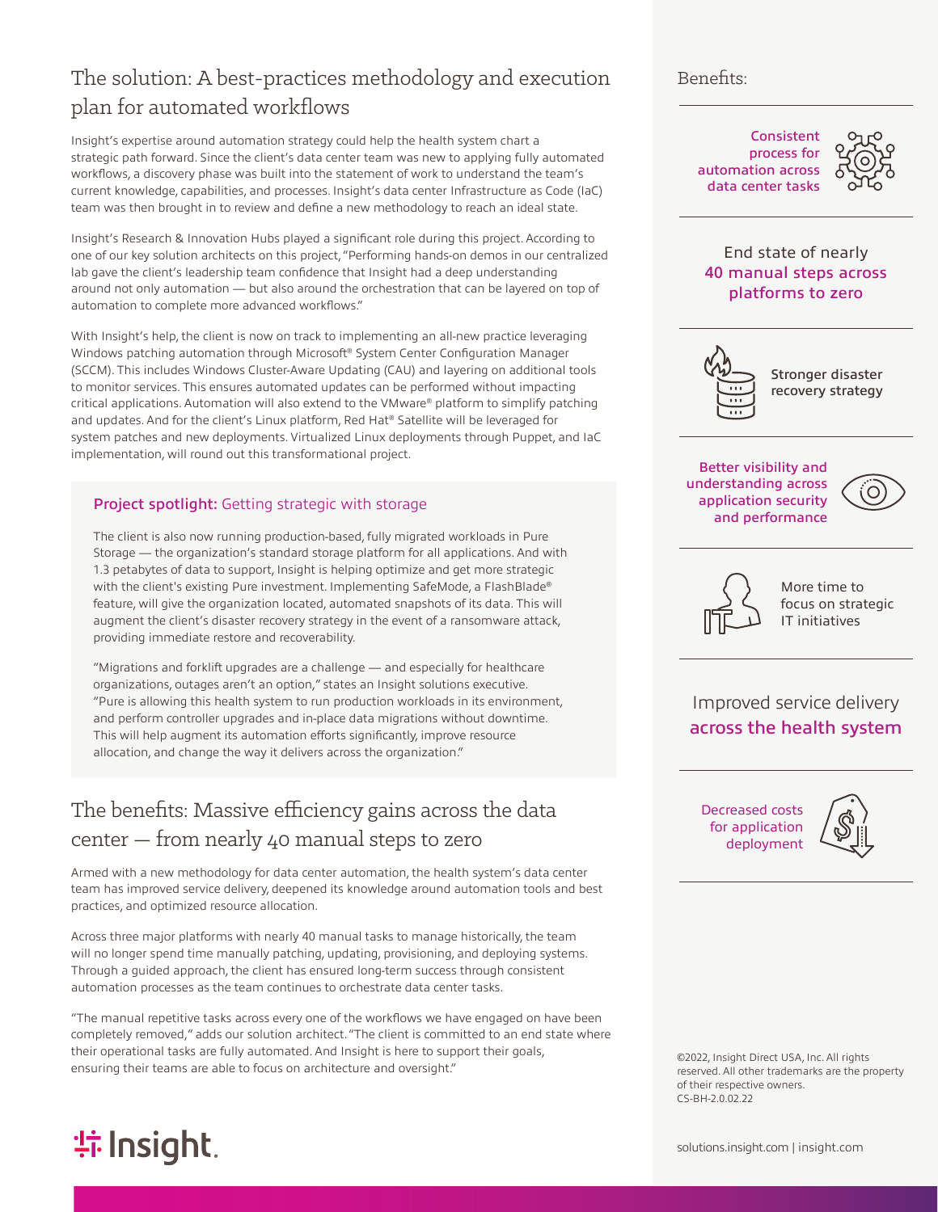## The solution: A best-practices methodology and execution plan for automated workflows

Insight's expertise around automation strategy could help the health system chart a strategic path forward. Since the client's data center team was new to applying fully automated workflows, a discovery phase was built into the statement of work to understand the team's current knowledge, capabilities, and processes. Insight's data center Infrastructure as Code (IaC) team was then brought in to review and define a new methodology to reach an ideal state.

Insight's Research & Innovation Hubs played a significant role during this project. According to one of our key solution architects on this project, "Performing hands-on demos in our centralized lab gave the client's leadership team confidence that Insight had a deep understanding around not only automation — but also around the orchestration that can be layered on top of automation to complete more advanced workflows."

With Insight's help, the client is now on track to implementing an all-new practice leveraging Windows patching automation through Microsoft® System Center Configuration Manager (SCCM). This includes Windows Cluster-Aware Updating (CAU) and layering on additional tools to monitor services. This ensures automated updates can be performed without impacting critical applications. Automation will also extend to the VMware® platform to simplify patching and updates. And for the client's Linux platform, Red Hat® Satellite will be leveraged for system patches and new deployments. Virtualized Linux deployments through Puppet, and IaC implementation, will round out this transformational project.

### **Project spotlight:** Getting strategic with storage

The client is also now running production-based, fully migrated workloads in Pure Storage — the organization's standard storage platform for all applications. And with 1.3 petabytes of data to support, Insight is helping optimize and get more strategic with the client's existing Pure investment. Implementing SafeMode, a FlashBlade® feature, will give the organization located, automated snapshots of its data. This will augment the client's disaster recovery strategy in the event of a ransomware attack, providing immediate restore and recoverability.

"Migrations and forklift upgrades are a challenge — and especially for healthcare organizations, outages aren't an option," states an Insight solutions executive. "Pure is allowing this health system to run production workloads in its environment, and perform controller upgrades and in-place data migrations without downtime. This will help augment its automation efforts significantly, improve resource allocation, and change the way it delivers across the organization."

## The benefits: Massive efficiency gains across the data center — from nearly 40 manual steps to zero

Armed with a new methodology for data center automation, the health system's data center team has improved service delivery, deepened its knowledge around automation tools and best practices, and optimized resource allocation.

Across three major platforms with nearly 40 manual tasks to manage historically, the team will no longer spend time manually patching, updating, provisioning, and deploying systems. Through a guided approach, the client has ensured long-term success through consistent automation processes as the team continues to orchestrate data center tasks.

"The manual repetitive tasks across every one of the workflows we have engaged on have been completely removed," adds our solution architect. "The client is committed to an end state where their operational tasks are fully automated. And Insight is here to support their goals, ensuring their teams are able to focus on architecture and oversight."

## Benefits:

- Consistent process for automation across data center tasks
- End state of nearly 40 manual steps across platforms to zero
- Stronger disaster recovery strategy
- Better visibility and understanding across application security and performance
- More time to focus on strategic IT initiatives
- Improved service delivery across the health system
- Decreased costs for application deployment

©2022, Insight Direct USA, Inc. All rights reserved. All other trademarks are the property of their respective owners. CS-BH-2.0.02.22

Insight.

solutions.insight.com | insight.com